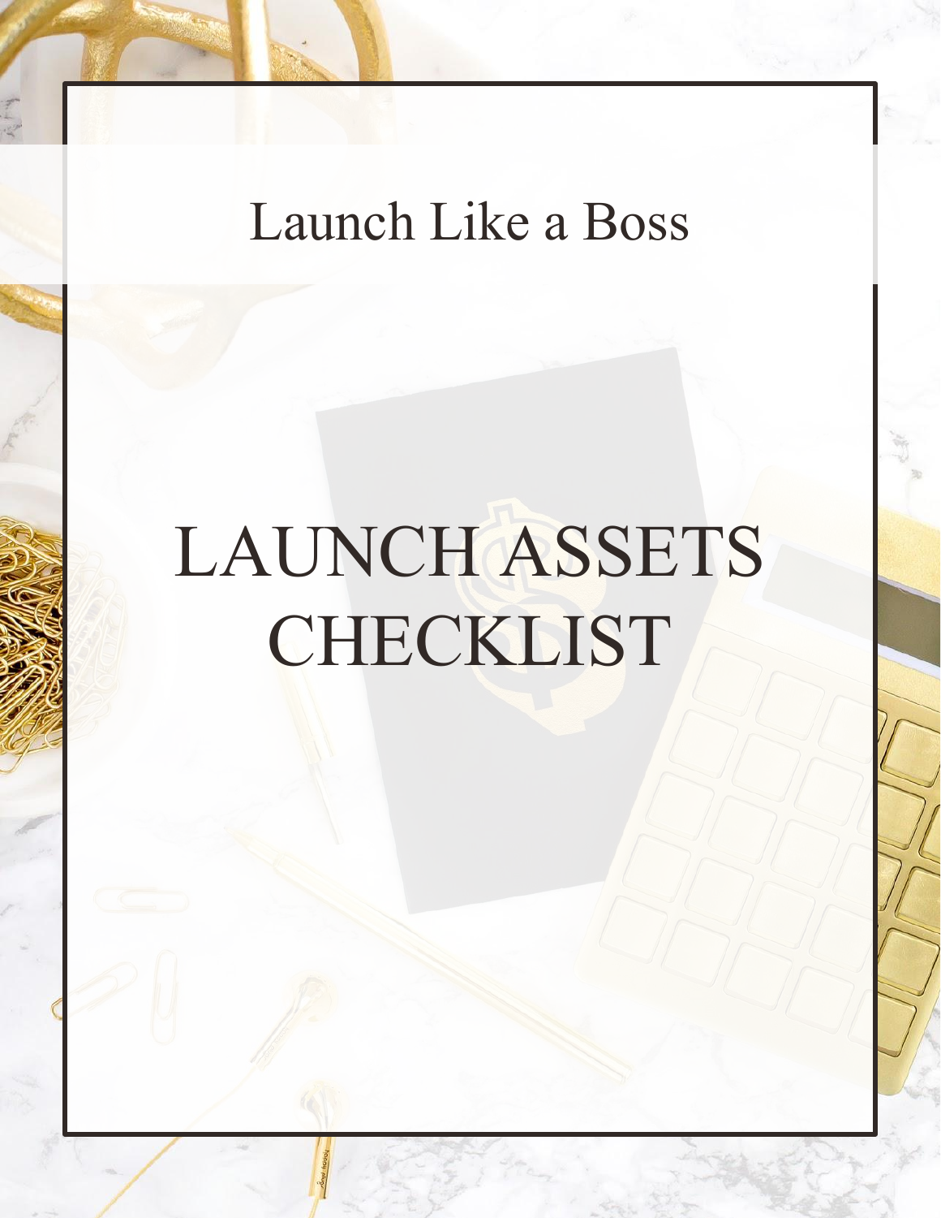Launch Like a Boss

# LAUNCH ASSETS CHECKLIST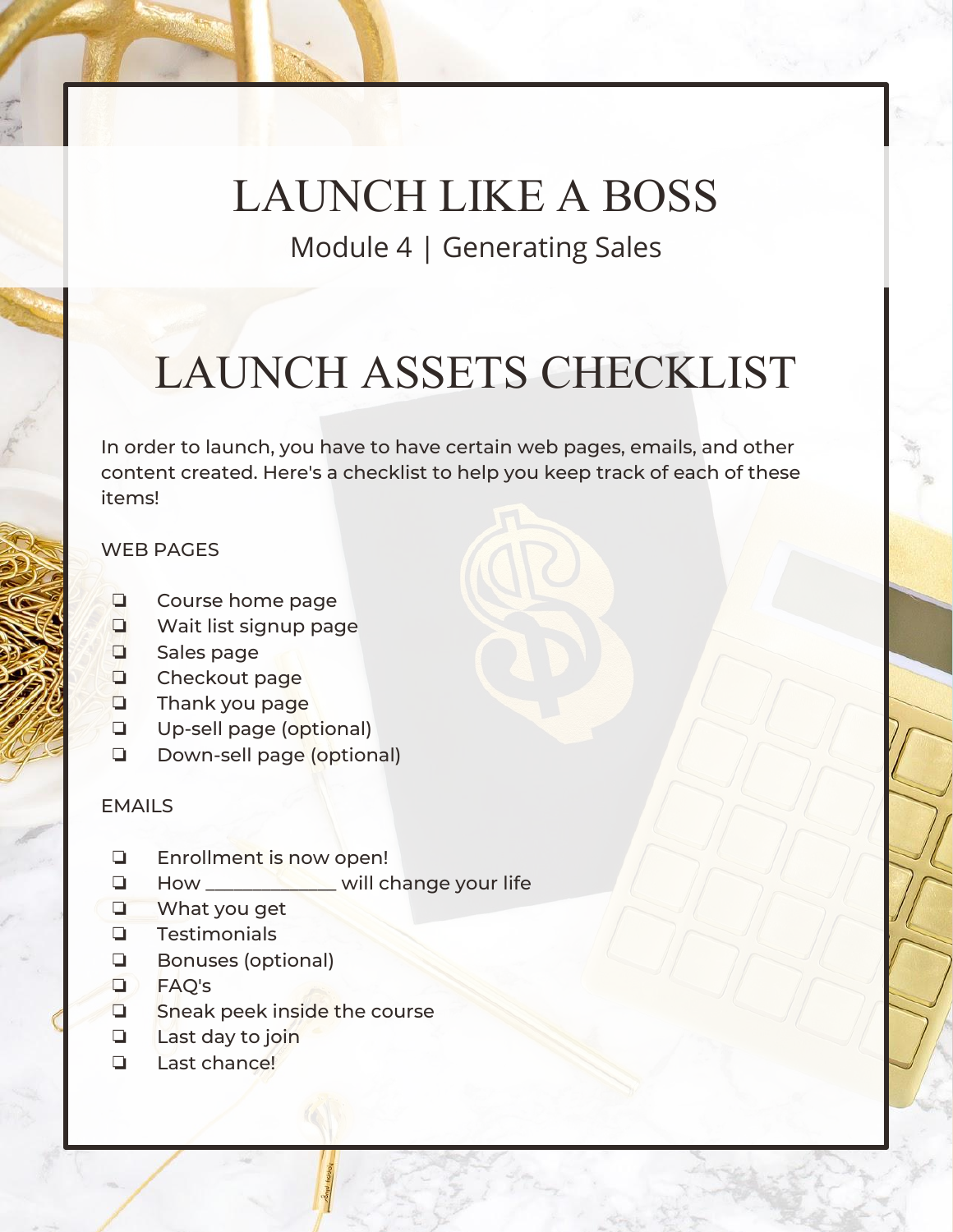# LAUNCH LIKE A BOSS

Module 4 | Generating Sales

## LAUNCH ASSETS CHECKLIST

In order to launch, you have to have certain web pages, emails, and other content created. Here's a checklist to help you keep track of each of these items!

WEB PAGES

- ❏ Course home page
- ❏ Wait list signup page
- ❏ Sales page
- ❏ Checkout page
- ❏ Thank you page
- ❏ Up-sell page (optional)
- ❏ Down-sell page (optional)

EMAILS

- ❏ Enrollment is now open!
- ❏ How _____________ will change your life
- ❏ What you get
- ❏ Testimonials
- ❏ Bonuses (optional)
- ❏ FAQ's
- ❏ Sneak peek inside the course
- ❏ Last day to join
- ❏ Last chance!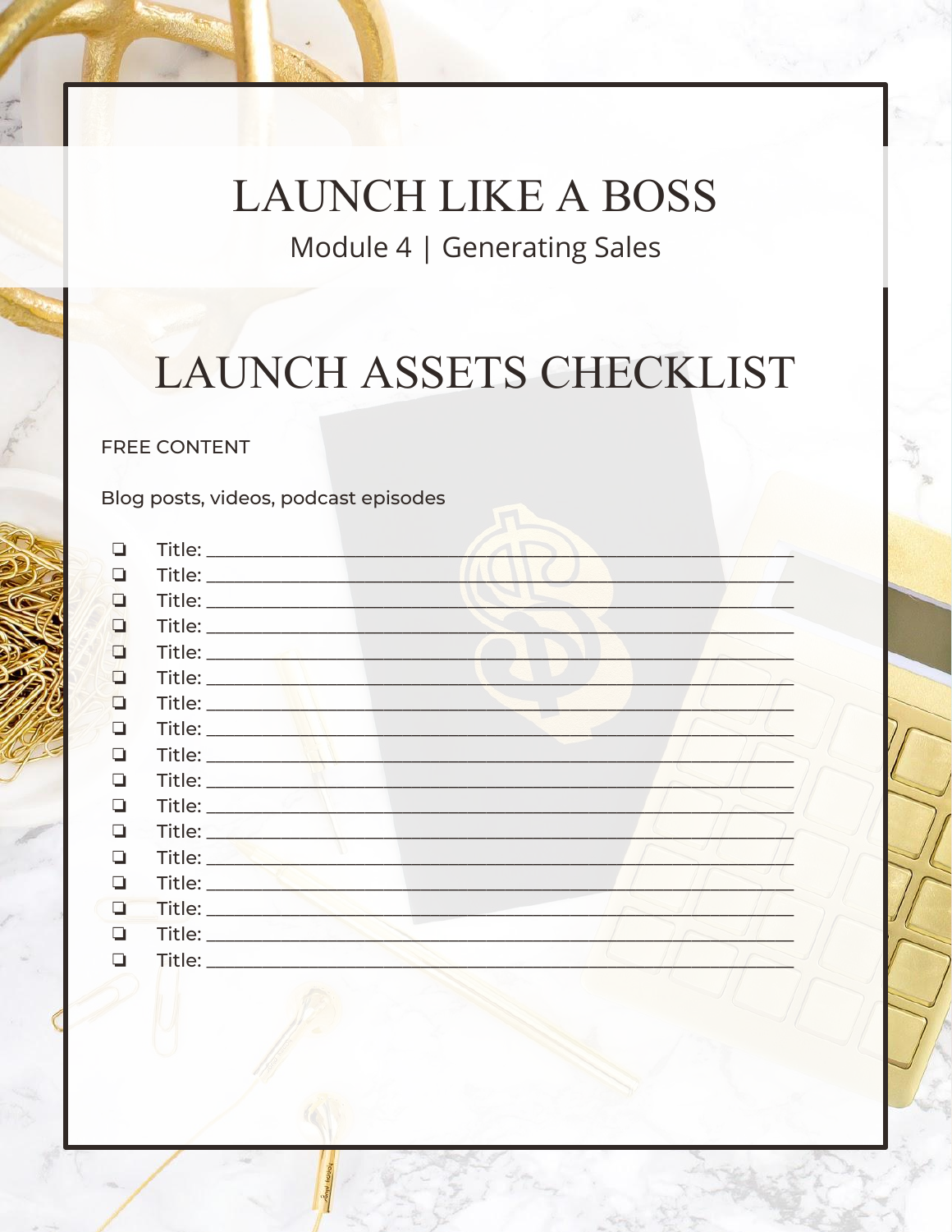# LAUNCH LIKE A BOSS

## Module 4 | Generating Sales

# LAUNCH ASSETS CHECKLIST

FREE CONTENT

Blog posts, videos, podcast episodes

- ❏ Title: ___________________________________________________________
- ❏ Title: ___________________________________________________________
- ❏ Title: ___________________________________________________________
- ❏ Title: ___________________________________________________________
- ❏ Title: ___________________________________________________________
- ❏ Title: ___________________________________________________________
- ❏ Title: ___________________________________________________________
- ❏ Title: ___________________________________________________________
- ❏ Title: ___________________________________________________________
- ❏ Title: ___________________________________________________________
- ❏ Title: ___________________________________________________________
- ❏ Title: ___________________________________________________________
- ❏ Title: ___________________________________________________________
- ❏ Title: ___________________________________________________________
- ❏ Title: ___________________________________________________________
- ❏ Title: ___________________________________________________________
- ❏ Title: ___________________________________________________________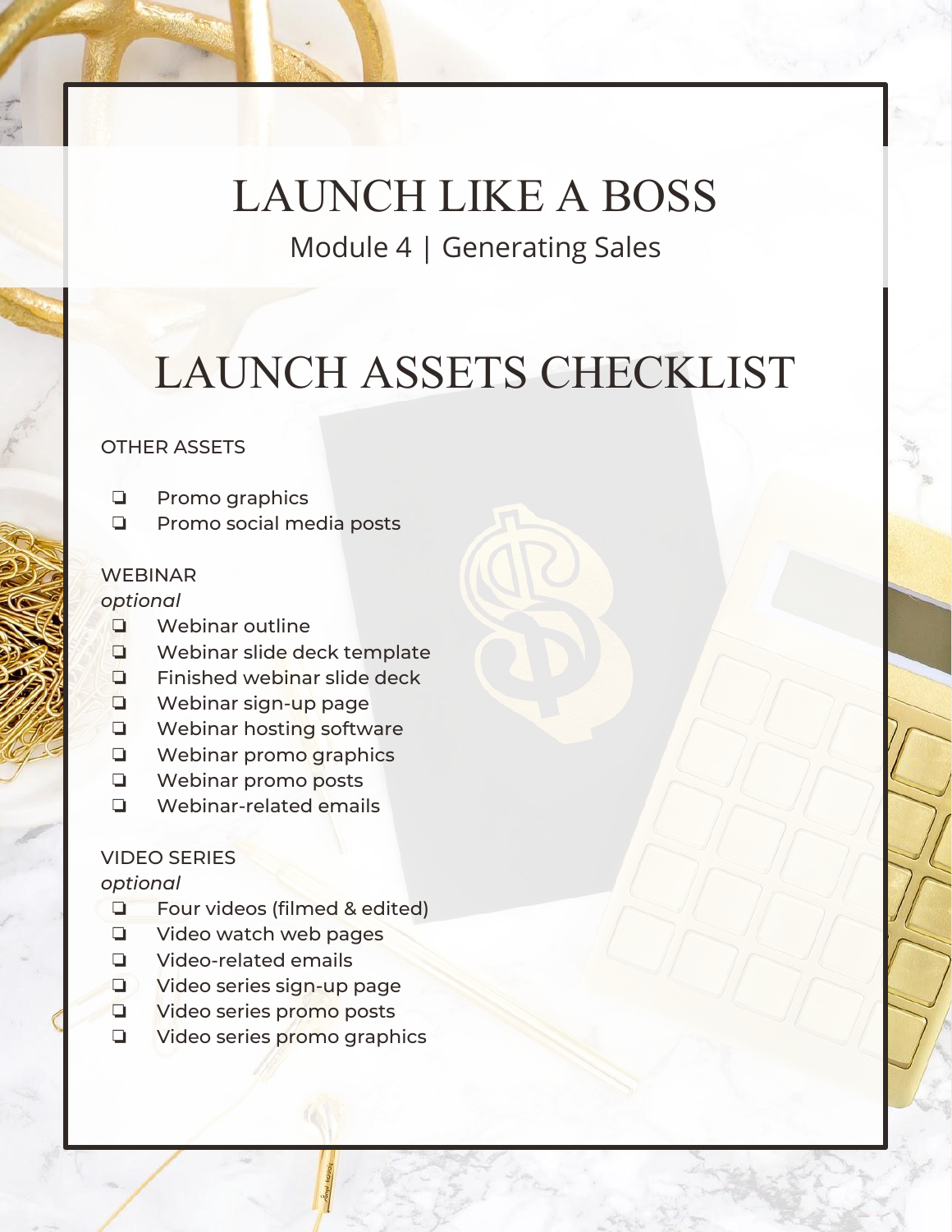# LAUNCH LIKE A BOSS

Module 4 | Generating Sales

## LAUNCH ASSETS CHECKLIST

OTHER ASSETS

- ❏ Promo graphics
- ❏ Promo social media posts

WEBINAR

*optional*

- ❏ Webinar outline
- ❏ Webinar slide deck template
- ❏ Finished webinar slide deck
- ❏ Webinar sign-up page
- ❏ Webinar hosting software
- ❏ Webinar promo graphics
- ❏ Webinar promo posts
- ❏ Webinar-related emails

VIDEO SERIES

*optional*

- ❏ Four videos (filmed & edited)
- ❏ Video watch web pages
- ❏ Video-related emails
- ❏ Video series sign-up page
- ❏ Video series promo posts
- ❏ Video series promo graphics